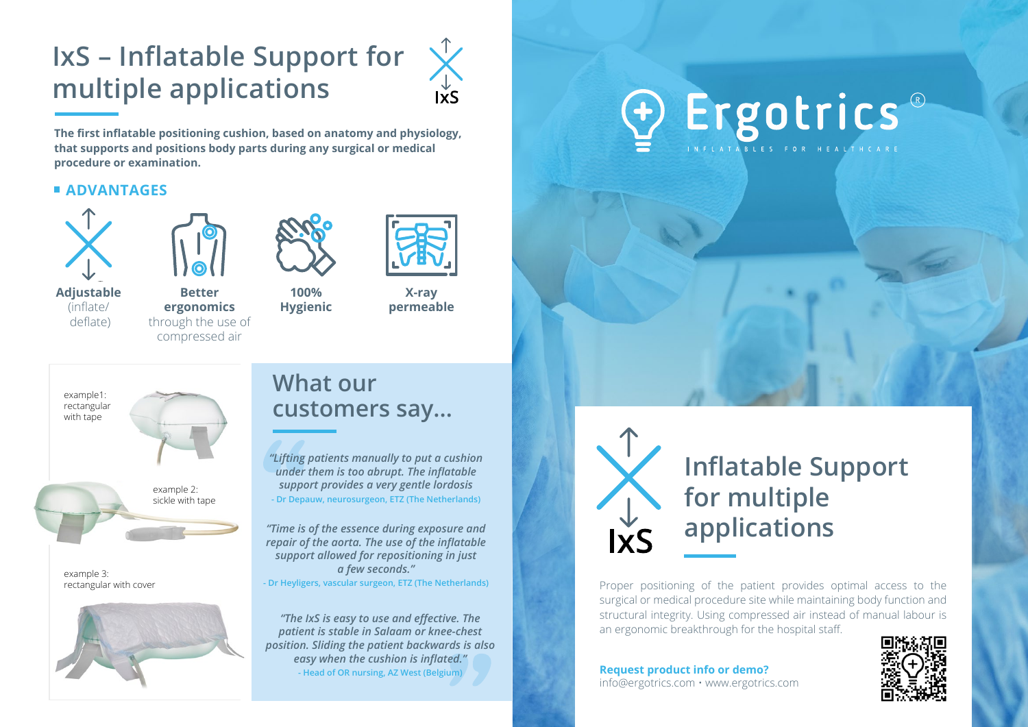# IxS – Inflatable Support for multiple applications

**The first inflatable positioning cushion, based on anatomy and physiology, that supports and positions body parts during any surgical or medical procedure or examination.**

## ADVANTAGES

- **Adjustable** (inflate/ deflate)
- **Better ergonomics** through the use of compressed air
- **100% Hygienic**
- **X-ray permeable**

example1: rectangular with tape

example 2: sickle with tape

example 3: rectangular with cover

## What our customers say...

*"Lifting patients manually to put a cushion under them is too abrupt. The inflatable support provides a very gentle lordosis*

- Dr Depauw, neurosurgeon, ETZ (The Netherlands)

*"Time is of the essence during exposure and repair of the aorta. The use of the inflatable support allowed for repositioning in just a few seconds."*

- Dr Heyligers, vascular surgeon, ETZ (The Netherlands)

*"The IxS is easy to use and effective. The patient is stable in Salaam or knee-chest position. Sliding the patient backwards is also easy when the cushion is inflated."*

- Head of OR nursing, AZ West (Belgium)

# Ergotrics®

INFLATABLES FOR HEALTHCARE

## IxS Inflatable Support for multiple applications

Proper positioning of the patient provides optimal access to the surgical or medical procedure site while maintaining body function and structural integrity. Using compressed air instead of manual labour is an ergonomic breakthrough for the hospital staff.

**Request product info or demo?**
info@ergotrics.com • www.ergotrics.com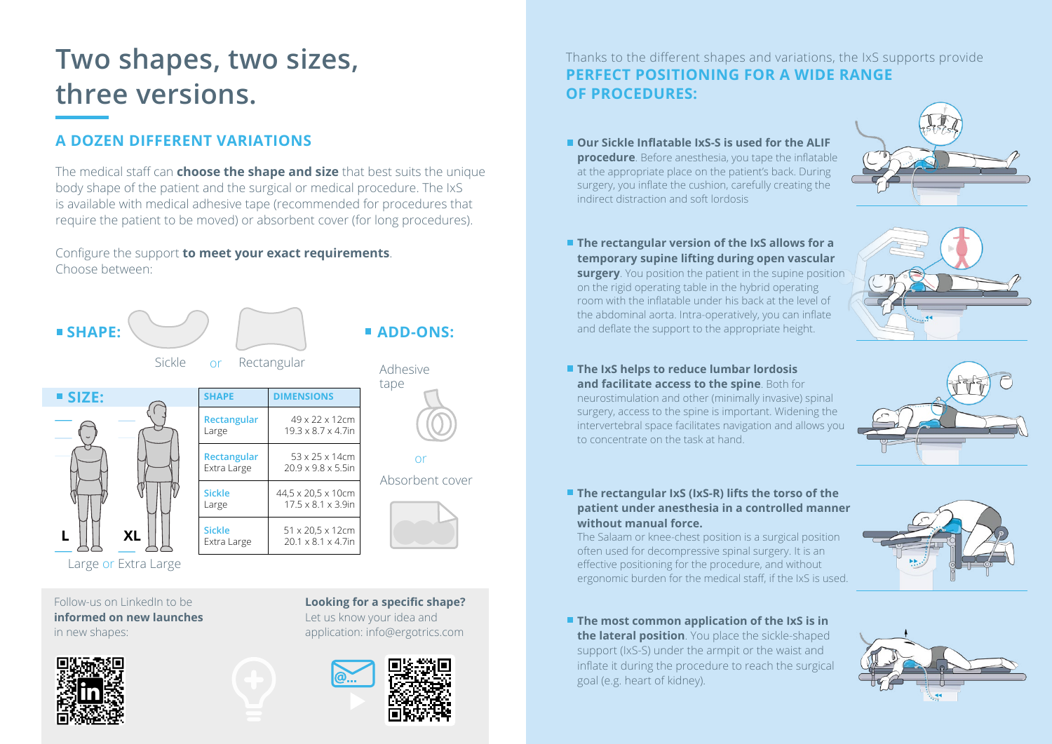# Two shapes, two sizes, three versions.

## A DOZEN DIFFERENT VARIATIONS

The medical staff can **choose the shape and size** that best suits the unique body shape of the patient and the surgical or medical procedure. The IxS is available with medical adhesive tape (recommended for procedures that require the patient to be moved) or absorbent cover (for long procedures).

Configure the support **to meet your exact requirements**.
Choose between:

### SHAPE:

Sickle or Rectangular

### SIZE:

L XL

Large or Extra Large

| SHAPE | DIMENSIONS |
| --- | --- |
| Rectangular Large | 49 x 22 x 12cm 19.3 x 8.7 x 4.7in |
| Rectangular Extra Large | 53 x 25 x 14cm 20.9 x 9.8 x 5.5in |
| Sickle Large | 44,5 x 20,5 x 10cm 17.5 x 8.1 x 3.9in |
| Sickle Extra Large | 51 x 20,5 x 12cm 20.1 x 8.1 x 4.7in |

### ADD-ONS:

Adhesive tape

or

Absorbent cover

Follow-us on LinkedIn to be **informed on new launches** in new shapes:

**Looking for a specific shape?**
Let us know your idea and application: info@ergotrics.com

Thanks to the different shapes and variations, the IxS supports provide
**PERFECT POSITIONING FOR A WIDE RANGE OF PROCEDURES:**

- **Our Sickle Inflatable IxS-S is used for the ALIF procedure**. Before anesthesia, you tape the inflatable at the appropriate place on the patient's back. During surgery, you inflate the cushion, carefully creating the indirect distraction and soft lordosis

- **The rectangular version of the IxS allows for a temporary supine lifting during open vascular surgery**. You position the patient in the supine position on the rigid operating table in the hybrid operating room with the inflatable under his back at the level of the abdominal aorta. Intra-operatively, you can inflate and deflate the support to the appropriate height.

- **The IxS helps to reduce lumbar lordosis and facilitate access to the spine**. Both for neurostimulation and other (minimally invasive) spinal surgery, access to the spine is important. Widening the intervertebral space facilitates navigation and allows you to concentrate on the task at hand.

- **The rectangular IxS (IxS-R) lifts the torso of the patient under anesthesia in a controlled manner without manual force.**
  The Salaam or knee-chest position is a surgical position often used for decompressive spinal surgery. It is an effective positioning for the procedure, and without ergonomic burden for the medical staff, if the IxS is used.

- **The most common application of the IxS is in the lateral position**. You place the sickle-shaped support (IxS-S) under the armpit or the waist and inflate it during the procedure to reach the surgical goal (e.g. heart of kidney).